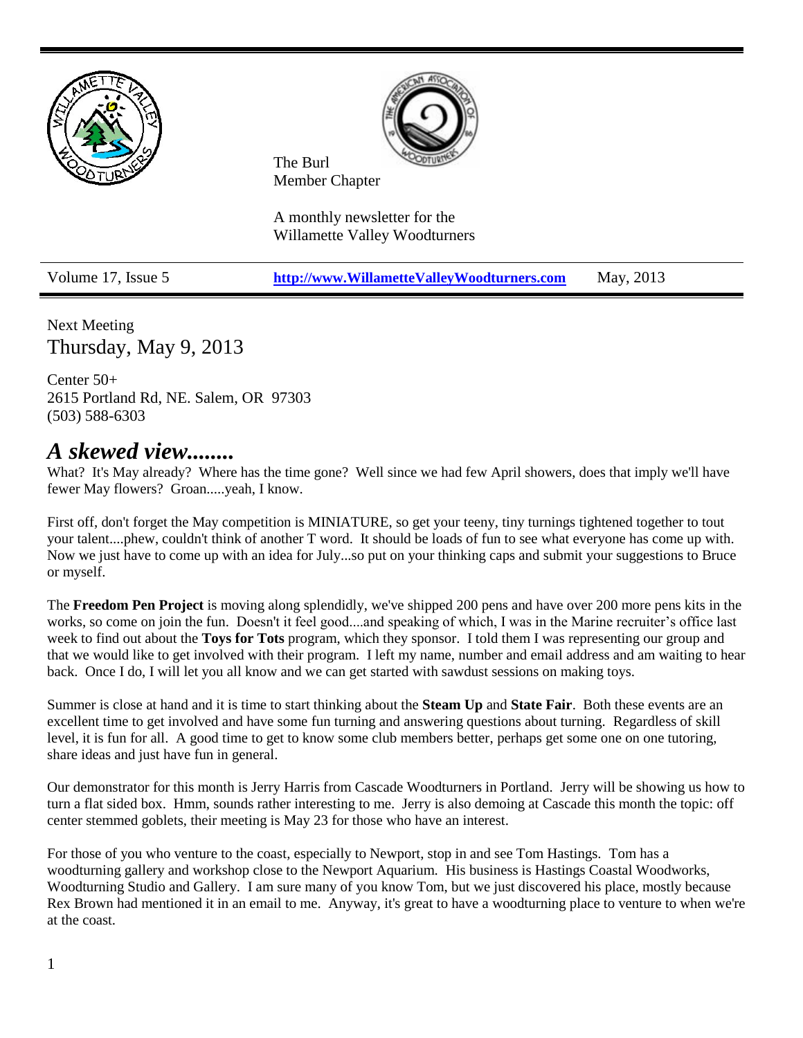The Burl
Member Chapter

A monthly newsletter for the
Willamette Valley Woodturners

| Volume 17, Issue 5 | http://www.WillametteValleyWoodturners.com | May, 2013 |
|---|---|---|

Next Meeting

## Thursday, May 9, 2013

Center 50+
2615 Portland Rd, NE. Salem, OR 97303
(503) 588-6303

# *A skewed view........*

What? It's May already? Where has the time gone? Well since we had few April showers, does that imply we'll have fewer May flowers? Groan.....yeah, I know.

First off, don't forget the May competition is MINIATURE, so get your teeny, tiny turnings tightened together to tout your talent....phew, couldn't think of another T word. It should be loads of fun to see what everyone has come up with. Now we just have to come up with an idea for July...so put on your thinking caps and submit your suggestions to Bruce or myself.

The **Freedom Pen Project** is moving along splendidly, we've shipped 200 pens and have over 200 more pens kits in the works, so come on join the fun. Doesn't it feel good....and speaking of which, I was in the Marine recruiter's office last week to find out about the **Toys for Tots** program, which they sponsor. I told them I was representing our group and that we would like to get involved with their program. I left my name, number and email address and am waiting to hear back. Once I do, I will let you all know and we can get started with sawdust sessions on making toys.

Summer is close at hand and it is time to start thinking about the **Steam Up** and **State Fair**. Both these events are an excellent time to get involved and have some fun turning and answering questions about turning. Regardless of skill level, it is fun for all. A good time to get to know some club members better, perhaps get some one on one tutoring, share ideas and just have fun in general.

Our demonstrator for this month is Jerry Harris from Cascade Woodturners in Portland. Jerry will be showing us how to turn a flat sided box. Hmm, sounds rather interesting to me. Jerry is also demoing at Cascade this month the topic: off center stemmed goblets, their meeting is May 23 for those who have an interest.

For those of you who venture to the coast, especially to Newport, stop in and see Tom Hastings. Tom has a woodturning gallery and workshop close to the Newport Aquarium. His business is Hastings Coastal Woodworks, Woodturning Studio and Gallery. I am sure many of you know Tom, but we just discovered his place, mostly because Rex Brown had mentioned it in an email to me. Anyway, it's great to have a woodturning place to venture to when we're at the coast.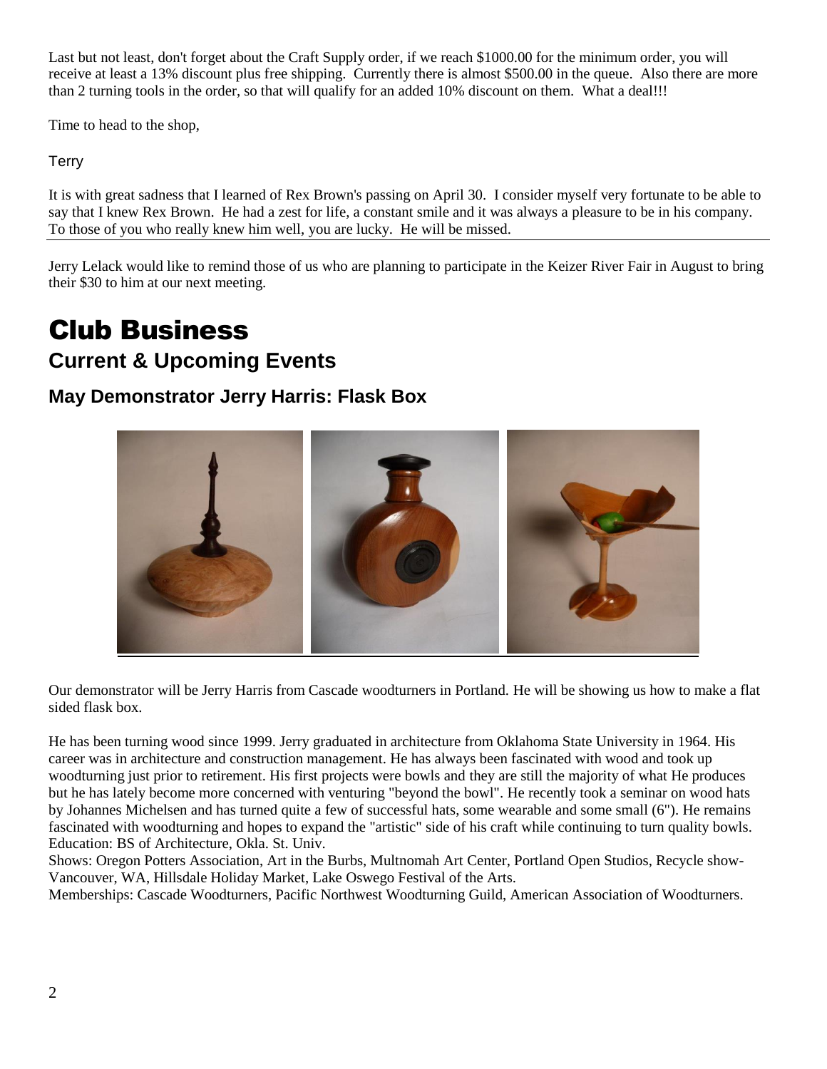Last but not least, don't forget about the Craft Supply order, if we reach $1000.00 for the minimum order, you will receive at least a 13% discount plus free shipping. Currently there is almost $500.00 in the queue. Also there are more than 2 turning tools in the order, so that will qualify for an added 10% discount on them. What a deal!!!

Time to head to the shop,

Terry

It is with great sadness that I learned of Rex Brown's passing on April 30. I consider myself very fortunate to be able to say that I knew Rex Brown. He had a zest for life, a constant smile and it was always a pleasure to be in his company. To those of you who really knew him well, you are lucky. He will be missed.

---

Jerry Lelack would like to remind those of us who are planning to participate in the Keizer River Fair in August to bring their $30 to him at our next meeting.

# Club Business

## Current & Upcoming Events

### May Demonstrator Jerry Harris: Flask Box

Our demonstrator will be Jerry Harris from Cascade woodturners in Portland. He will be showing us how to make a flat sided flask box.

He has been turning wood since 1999. Jerry graduated in architecture from Oklahoma State University in 1964. His career was in architecture and construction management. He has always been fascinated with wood and took up woodturning just prior to retirement. His first projects were bowls and they are still the majority of what He produces but he has lately become more concerned with venturing "beyond the bowl". He recently took a seminar on wood hats by Johannes Michelsen and has turned quite a few of successful hats, some wearable and some small (6"). He remains fascinated with woodturning and hopes to expand the "artistic" side of his craft while continuing to turn quality bowls.
Education: BS of Architecture, Okla. St. Univ.
Shows: Oregon Potters Association, Art in the Burbs, Multnomah Art Center, Portland Open Studios, Recycle show-Vancouver, WA, Hillsdale Holiday Market, Lake Oswego Festival of the Arts.
Memberships: Cascade Woodturners, Pacific Northwest Woodturning Guild, American Association of Woodturners.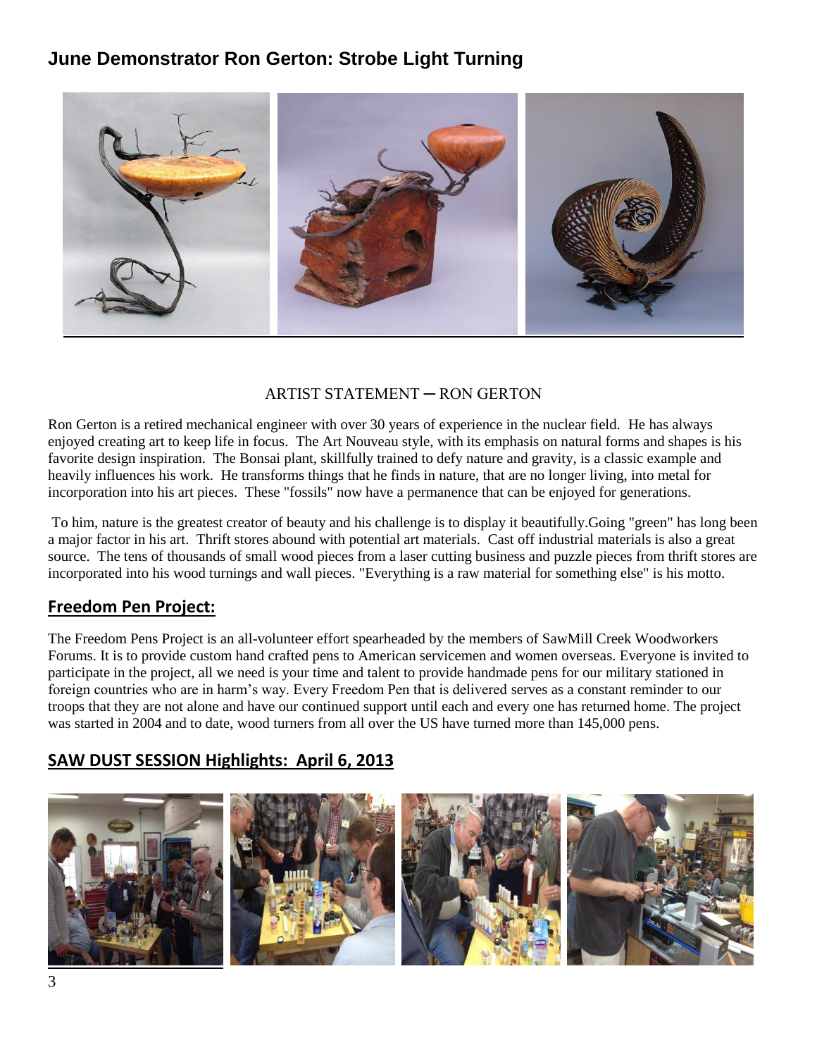## June Demonstrator Ron Gerton: Strobe Light Turning

ARTIST STATEMENT – RON GERTON

Ron Gerton is a retired mechanical engineer with over 30 years of experience in the nuclear field. He has always enjoyed creating art to keep life in focus. The Art Nouveau style, with its emphasis on natural forms and shapes is his favorite design inspiration. The Bonsai plant, skillfully trained to defy nature and gravity, is a classic example and heavily influences his work. He transforms things that he finds in nature, that are no longer living, into metal for incorporation into his art pieces. These "fossils" now have a permanence that can be enjoyed for generations.

To him, nature is the greatest creator of beauty and his challenge is to display it beautifully.Going "green" has long been a major factor in his art. Thrift stores abound with potential art materials. Cast off industrial materials is also a great source. The tens of thousands of small wood pieces from a laser cutting business and puzzle pieces from thrift stores are incorporated into his wood turnings and wall pieces. "Everything is a raw material for something else" is his motto.

## Freedom Pen Project:

The Freedom Pens Project is an all-volunteer effort spearheaded by the members of SawMill Creek Woodworkers Forums. It is to provide custom hand crafted pens to American servicemen and women overseas. Everyone is invited to participate in the project, all we need is your time and talent to provide handmade pens for our military stationed in foreign countries who are in harm's way. Every Freedom Pen that is delivered serves as a constant reminder to our troops that they are not alone and have our continued support until each and every one has returned home. The project was started in 2004 and to date, wood turners from all over the US have turned more than 145,000 pens.

## SAW DUST SESSION Highlights: April 6, 2013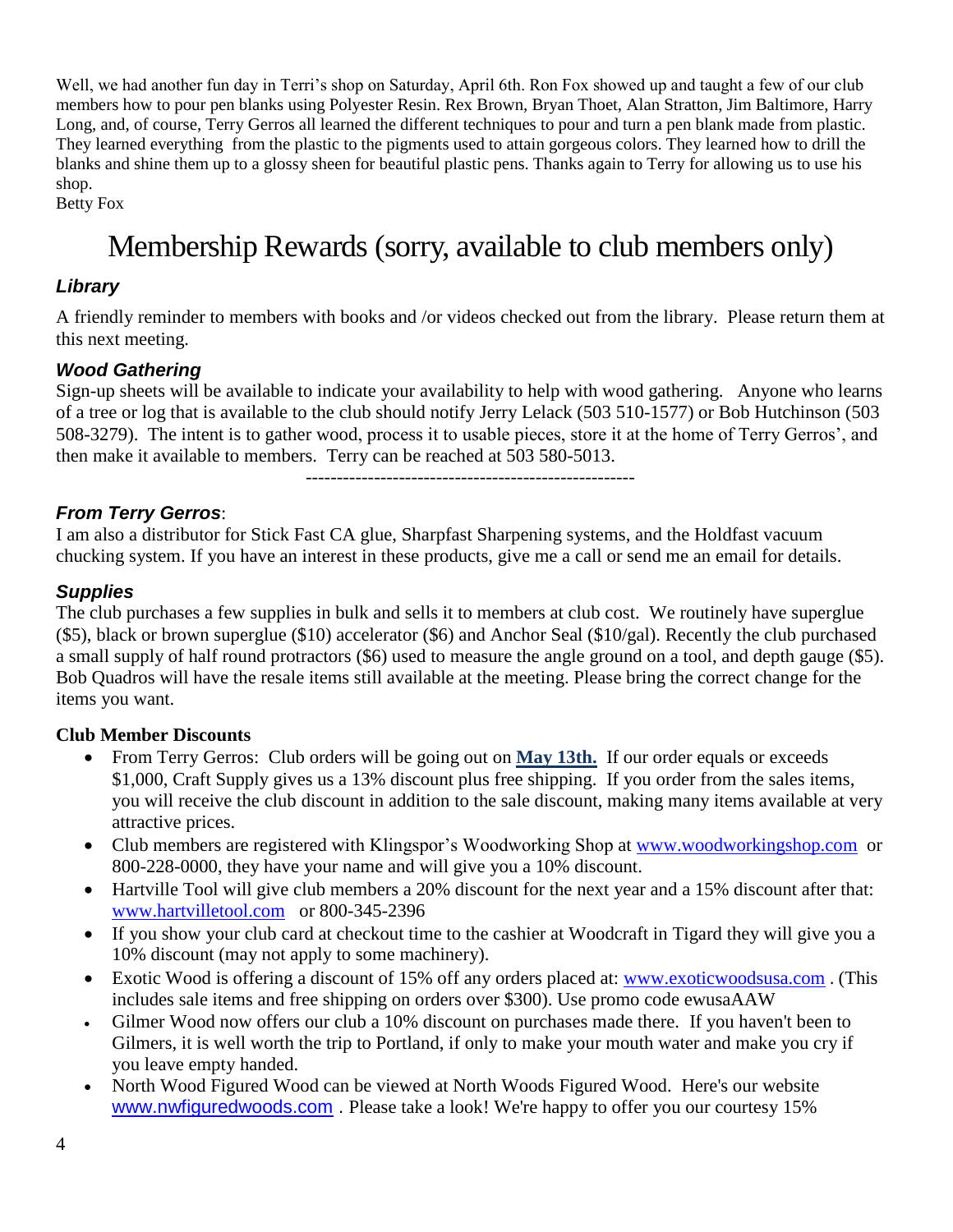Well, we had another fun day in Terri's shop on Saturday, April 6th. Ron Fox showed up and taught a few of our club members how to pour pen blanks using Polyester Resin. Rex Brown, Bryan Thoet, Alan Stratton, Jim Baltimore, Harry Long, and, of course, Terry Gerros all learned the different techniques to pour and turn a pen blank made from plastic. They learned everything from the plastic to the pigments used to attain gorgeous colors. They learned how to drill the blanks and shine them up to a glossy sheen for beautiful plastic pens. Thanks again to Terry for allowing us to use his shop.
Betty Fox

# Membership Rewards (sorry, available to club members only)

### *Library*

A friendly reminder to members with books and /or videos checked out from the library. Please return them at this next meeting.

### *Wood Gathering*

Sign-up sheets will be available to indicate your availability to help with wood gathering. Anyone who learns of a tree or log that is available to the club should notify Jerry Lelack (503 510-1577) or Bob Hutchinson (503 508-3279). The intent is to gather wood, process it to usable pieces, store it at the home of Terry Gerros', and then make it available to members. Terry can be reached at 503 580-5013.

-----------------------------------------------------

### *From Terry Gerros*:

I am also a distributor for Stick Fast CA glue, Sharpfast Sharpening systems, and the Holdfast vacuum chucking system. If you have an interest in these products, give me a call or send me an email for details.

### *Supplies*

The club purchases a few supplies in bulk and sells it to members at club cost. We routinely have superglue ($5), black or brown superglue ($10) accelerator ($6) and Anchor Seal ($10/gal). Recently the club purchased a small supply of half round protractors ($6) used to measure the angle ground on a tool, and depth gauge ($5). Bob Quadros will have the resale items still available at the meeting. Please bring the correct change for the items you want.

**Club Member Discounts**

- From Terry Gerros: Club orders will be going out on **May 13th.** If our order equals or exceeds $1,000, Craft Supply gives us a 13% discount plus free shipping. If you order from the sales items, you will receive the club discount in addition to the sale discount, making many items available at very attractive prices.
- Club members are registered with Klingspor's Woodworking Shop at www.woodworkingshop.com or 800-228-0000, they have your name and will give you a 10% discount.
- Hartville Tool will give club members a 20% discount for the next year and a 15% discount after that: www.hartvilletool.com or 800-345-2396
- If you show your club card at checkout time to the cashier at Woodcraft in Tigard they will give you a 10% discount (may not apply to some machinery).
- Exotic Wood is offering a discount of 15% off any orders placed at: www.exoticwoodsusa.com . (This includes sale items and free shipping on orders over $300). Use promo code ewusaAAW
- Gilmer Wood now offers our club a 10% discount on purchases made there. If you haven't been to Gilmers, it is well worth the trip to Portland, if only to make your mouth water and make you cry if you leave empty handed.
- North Wood Figured Wood can be viewed at North Woods Figured Wood. Here's our website www.nwfiguredwoods.com . Please take a look! We're happy to offer you our courtesy 15%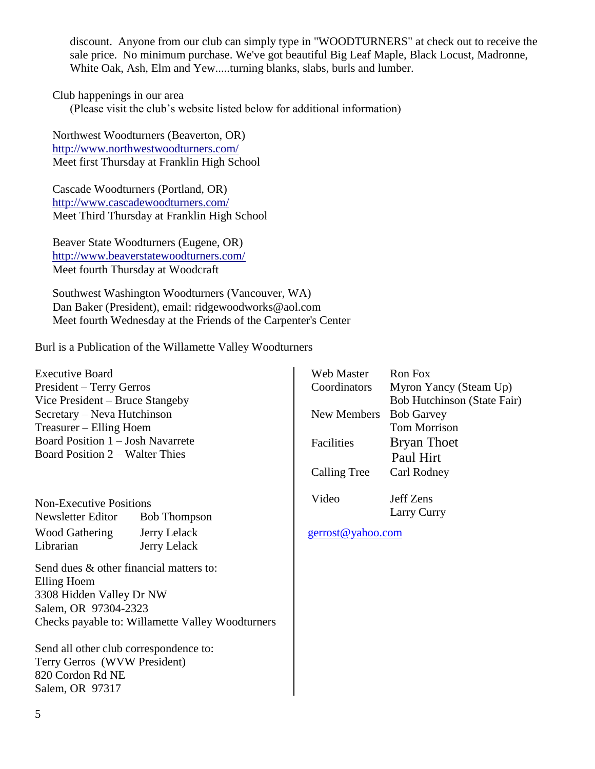discount. Anyone from our club can simply type in "WOODTURNERS" at check out to receive the sale price. No minimum purchase. We've got beautiful Big Leaf Maple, Black Locust, Madronne, White Oak, Ash, Elm and Yew.....turning blanks, slabs, burls and lumber.

Club happenings in our area
(Please visit the club's website listed below for additional information)

Northwest Woodturners (Beaverton, OR)
http://www.northwestwoodturners.com/
Meet first Thursday at Franklin High School

Cascade Woodturners (Portland, OR)
http://www.cascadewoodturners.com/
Meet Third Thursday at Franklin High School

Beaver State Woodturners (Eugene, OR)
http://www.beaverstatewoodturners.com/
Meet fourth Thursday at Woodcraft

Southwest Washington Woodturners (Vancouver, WA)
Dan Baker (President), email: ridgewoodworks@aol.com
Meet fourth Wednesday at the Friends of the Carpenter's Center

Burl is a Publication of the Willamette Valley Woodturners

Executive Board
President – Terry Gerros
Vice President – Bruce Stangeby
Secretary – Neva Hutchinson
Treasurer – Elling Hoem
Board Position 1 – Josh Navarrete
Board Position 2 – Walter Thies

Non-Executive Positions

| | |
|---|---|
| Newsletter Editor | Bob Thompson |
| Wood Gathering | Jerry Lelack |
| Librarian | Jerry Lelack |

Send dues & other financial matters to:
Elling Hoem
3308 Hidden Valley Dr NW
Salem, OR 97304-2323
Checks payable to: Willamette Valley Woodturners

Send all other club correspondence to:
Terry Gerros (WVW President)
820 Cordon Rd NE
Salem, OR 97317

| | |
|---|---|
| Web Master | Ron Fox |
| Coordinators | Myron Yancy (Steam Up) |
| | Bob Hutchinson (State Fair) |
| New Members | Bob Garvey |
| | Tom Morrison |
| Facilities | Bryan Thoet |
| | Paul Hirt |
| Calling Tree | Carl Rodney |
| Video | Jeff Zens |
| | Larry Curry |

gerrost@yahoo.com